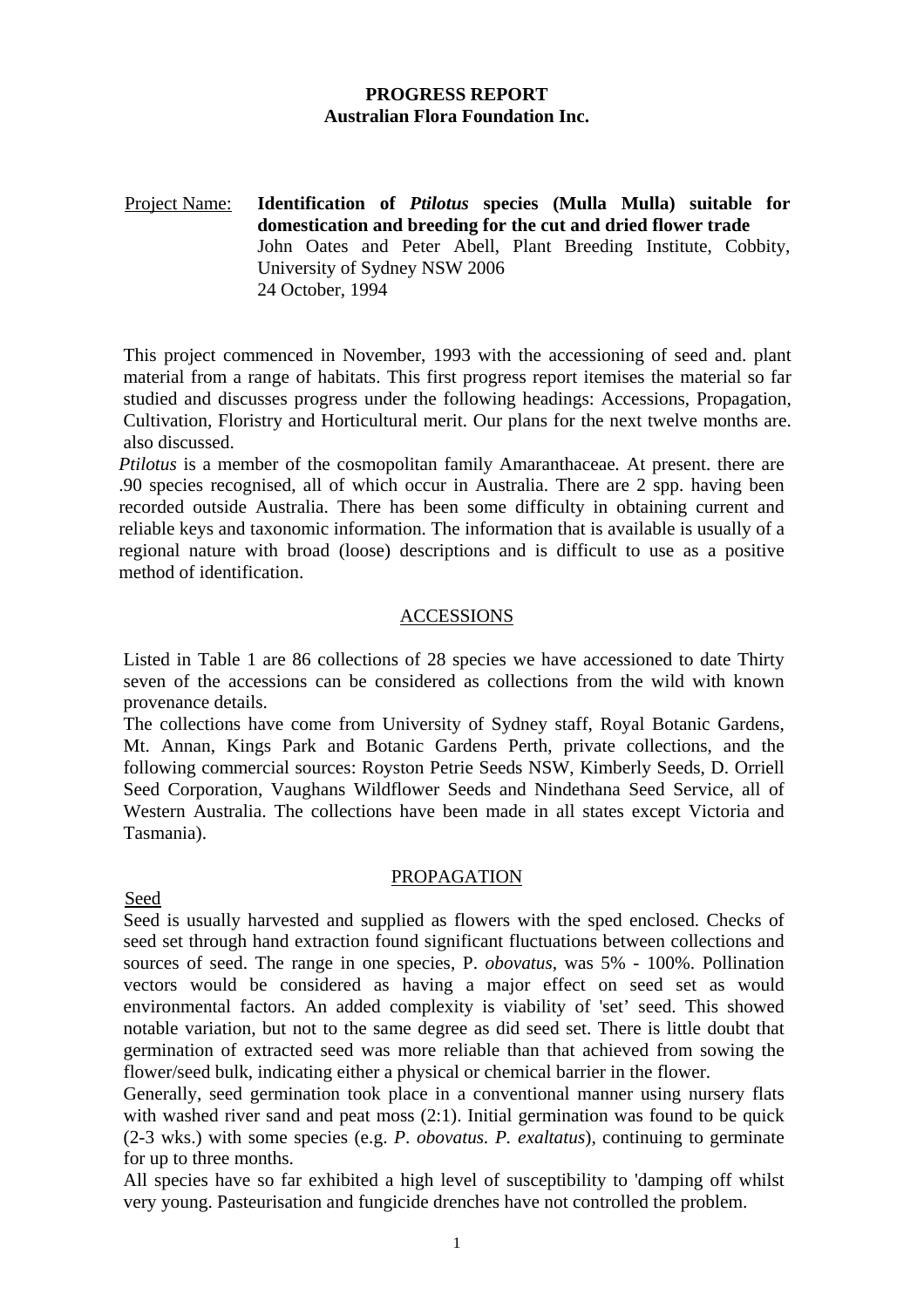**PROGRESS REPORT**
**Australian Flora Foundation Inc.**

Project Name: **Identification of *Ptilotus* species (Mulla Mulla) suitable for domestication and breeding for the cut and dried flower trade**
John Oates and Peter Abell, Plant Breeding Institute, Cobbity, University of Sydney NSW 2006
24 October, 1994

This project commenced in November, 1993 with the accessioning of seed and. plant material from a range of habitats. This first progress report itemises the material so far studied and discusses progress under the following headings: Accessions, Propagation, Cultivation, Floristry and Horticultural merit. Our plans for the next twelve months are. also discussed.

*Ptilotus* is a member of the cosmopolitan family Amaranthaceae. At present. there are .90 species recognised, all of which occur in Australia. There are 2 spp. having been recorded outside Australia. There has been some difficulty in obtaining current and reliable keys and taxonomic information. The information that is available is usually of a regional nature with broad (loose) descriptions and is difficult to use as a positive method of identification.

## ACCESSIONS

Listed in Table 1 are 86 collections of 28 species we have accessioned to date Thirty seven of the accessions can be considered as collections from the wild with known provenance details.

The collections have come from University of Sydney staff, Royal Botanic Gardens, Mt. Annan, Kings Park and Botanic Gardens Perth, private collections, and the following commercial sources: Royston Petrie Seeds NSW, Kimberly Seeds, D. Orriell Seed Corporation, Vaughans Wildflower Seeds and Nindethana Seed Service, all of Western Australia. The collections have been made in all states except Victoria and Tasmania).

## PROPAGATION

### Seed

Seed is usually harvested and supplied as flowers with the sped enclosed. Checks of seed set through hand extraction found significant fluctuations between collections and sources of seed. The range in one species, P. *obovatus*, was 5% - 100%. Pollination vectors would be considered as having a major effect on seed set as would environmental factors. An added complexity is viability of 'set' seed. This showed notable variation, but not to the same degree as did seed set. There is little doubt that germination of extracted seed was more reliable than that achieved from sowing the flower/seed bulk, indicating either a physical or chemical barrier in the flower.

Generally, seed germination took place in a conventional manner using nursery flats with washed river sand and peat moss (2:1). Initial germination was found to be quick (2-3 wks.) with some species (e.g. *P. obovatus. P. exaltatus*), continuing to germinate for up to three months.

All species have so far exhibited a high level of susceptibility to 'damping off whilst very young. Pasteurisation and fungicide drenches have not controlled the problem.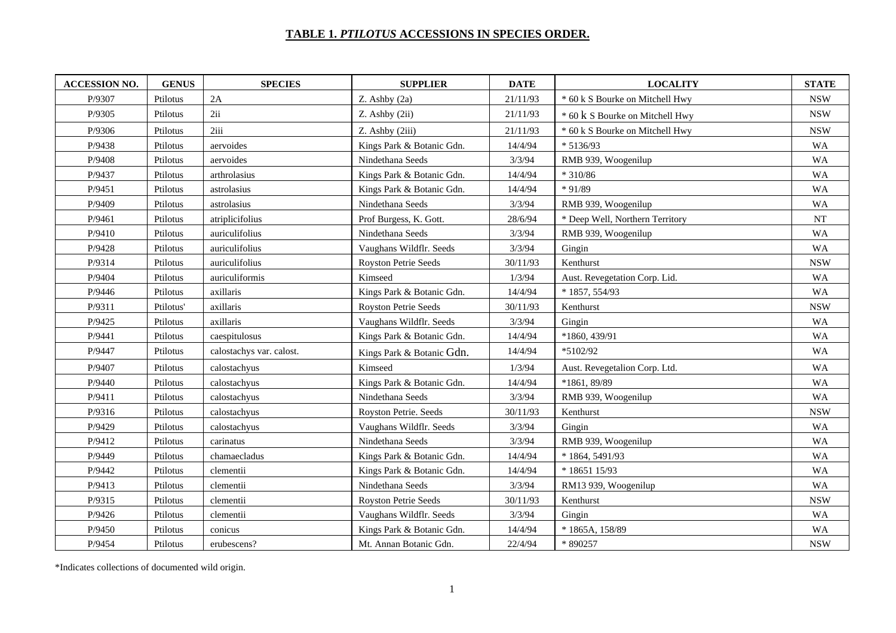# TABLE 1. *PTILOTUS* ACCESSIONS IN SPECIES ORDER.

| ACCESSION NO. | GENUS | SPECIES | SUPPLIER | DATE | LOCALITY | STATE |
|---|---|---|---|---|---|---|
| P/9307 | Ptilotus | 2A | Z. Ashby (2a) | 21/11/93 | * 60 k S Bourke on Mitchell Hwy | NSW |
| P/9305 | Ptilotus | 2ii | Z. Ashby (2ii) | 21/11/93 | * 60 k S Bourke on Mitchell Hwy | NSW |
| P/9306 | Ptilotus | 2iii | Z. Ashby (2iii) | 21/11/93 | * 60 k S Bourke on Mitchell Hwy | NSW |
| P/9438 | Ptilotus | aervoides | Kings Park & Botanic Gdn. | 14/4/94 | * 5136/93 | WA |
| P/9408 | Ptilotus | aervoides | Nindethana Seeds | 3/3/94 | RMB 939, Woogenilup | WA |
| P/9437 | Ptilotus | arthrolasius | Kings Park & Botanic Gdn. | 14/4/94 | * 310/86 | WA |
| P/9451 | Ptilotus | astrolasius | Kings Park & Botanic Gdn. | 14/4/94 | * 91/89 | WA |
| P/9409 | Ptilotus | astrolasius | Nindethana Seeds | 3/3/94 | RMB 939, Woogenilup | WA |
| P/9461 | Ptilotus | atriplicifolius | Prof Burgess, K. Gott. | 28/6/94 | * Deep Well, Northern Territory | NT |
| P/9410 | Ptilotus | auriculifolius | Nindethana Seeds | 3/3/94 | RMB 939, Woogenilup | WA |
| P/9428 | Ptilotus | auriculifolius | Vaughans Wildflr. Seeds | 3/3/94 | Gingin | WA |
| P/9314 | Ptilotus | auriculifolius | Royston Petrie Seeds | 30/11/93 | Kenthurst | NSW |
| P/9404 | Ptilotus | auriculiformis | Kimseed | 1/3/94 | Aust. Revegetation Corp. Lid. | WA |
| P/9446 | Ptilotus | axillaris | Kings Park & Botanic Gdn. | 14/4/94 | * 1857, 554/93 | WA |
| P/9311 | Ptilotus' | axillaris | Royston Petrie Seeds | 30/11/93 | Kenthurst | NSW |
| P/9425 | Ptilotus | axillaris | Vaughans Wildflr. Seeds | 3/3/94 | Gingin | WA |
| P/9441 | Ptilotus | caespitulosus | Kings Park & Botanic Gdn. | 14/4/94 | *1860, 439/91 | WA |
| P/9447 | Ptilotus | calostachys var. calost. | Kings Park & Botanic Gdn. | 14/4/94 | *5102/92 | WA |
| P/9407 | Ptilotus | calostachyus | Kimseed | 1/3/94 | Aust. Revegetalion Corp. Ltd. | WA |
| P/9440 | Ptilotus | calostachyus | Kings Park & Botanic Gdn. | 14/4/94 | *1861, 89/89 | WA |
| P/9411 | Ptilotus | calostachyus | Nindethana Seeds | 3/3/94 | RMB 939, Woogenilup | WA |
| P/9316 | Ptilotus | calostachyus | Royston Petrie. Seeds | 30/11/93 | Kenthurst | NSW |
| P/9429 | Ptilotus | calostachyus | Vaughans Wildflr. Seeds | 3/3/94 | Gingin | WA |
| P/9412 | Ptilotus | carinatus | Nindethana Seeds | 3/3/94 | RMB 939, Woogenilup | WA |
| P/9449 | Ptilotus | chamaecladus | Kings Park & Botanic Gdn. | 14/4/94 | * 1864, 5491/93 | WA |
| P/9442 | Ptilotus | clementii | Kings Park & Botanic Gdn. | 14/4/94 | * 18651 15/93 | WA |
| P/9413 | Ptilotus | clementii | Nindethana Seeds | 3/3/94 | RM13 939, Woogenilup | WA |
| P/9315 | Ptilotus | clementii | Royston Petrie Seeds | 30/11/93 | Kenthurst | NSW |
| P/9426 | Ptilotus | clementii | Vaughans Wildflr. Seeds | 3/3/94 | Gingin | WA |
| P/9450 | Ptilotus | conicus | Kings Park & Botanic Gdn. | 14/4/94 | * 1865A, 158/89 | WA |
| P/9454 | Ptilotus | erubescens? | Mt. Annan Botanic Gdn. | 22/4/94 | * 890257 | NSW |

*Indicates collections of documented wild origin.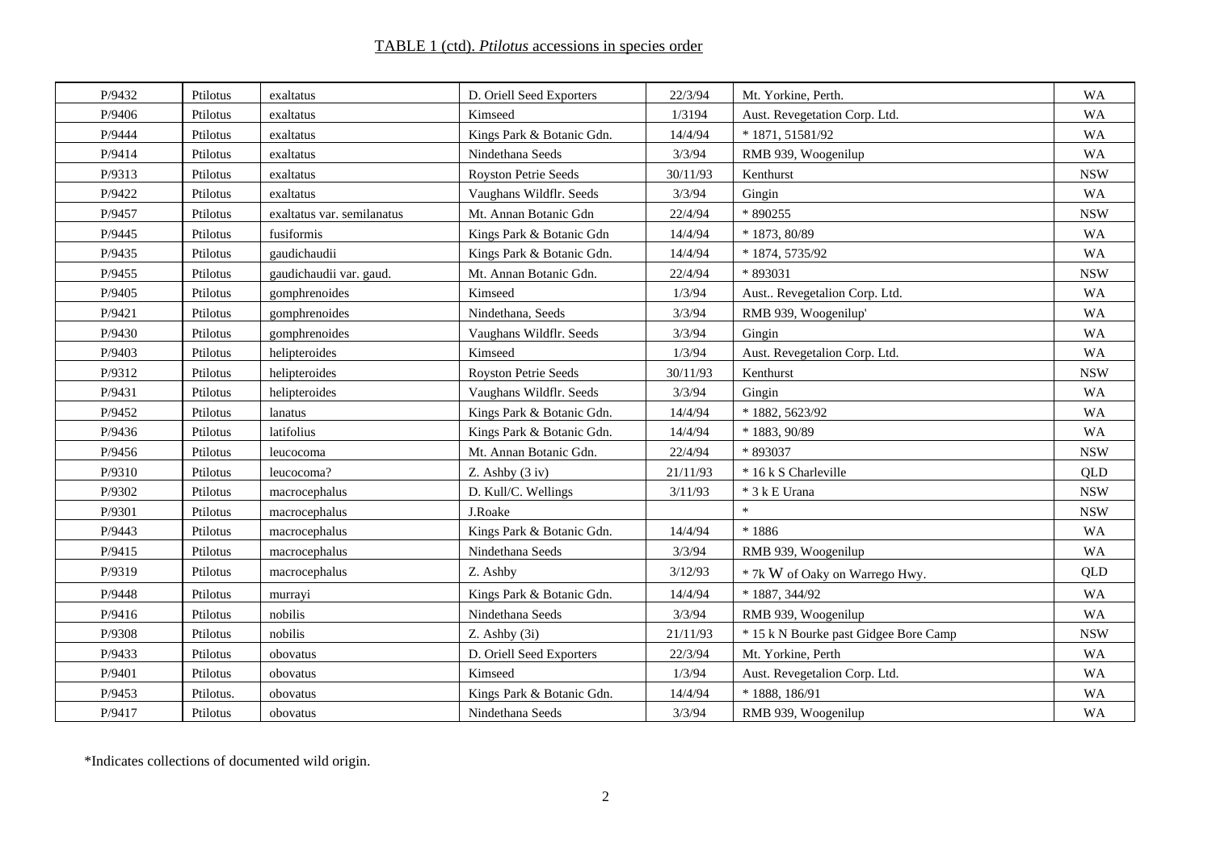TABLE 1 (ctd). *Ptilotus* accessions in species order

| | | | | | | |
|---|---|---|---|---|---|---|
| P/9432 | Ptilotus | exaltatus | D. Oriell Seed Exporters | 22/3/94 | Mt. Yorkine, Perth. | WA |
| P/9406 | Ptilotus | exaltatus | Kimseed | 1/3194 | Aust. Revegetation Corp. Ltd. | WA |
| P/9444 | Ptilotus | exaltatus | Kings Park & Botanic Gdn. | 14/4/94 | * 1871, 51581/92 | WA |
| P/9414 | Ptilotus | exaltatus | Nindethana Seeds | 3/3/94 | RMB 939, Woogenilup | WA |
| P/9313 | Ptilotus | exaltatus | Royston Petrie Seeds | 30/11/93 | Kenthurst | NSW |
| P/9422 | Ptilotus | exaltatus | Vaughans Wildflr. Seeds | 3/3/94 | Gingin | WA |
| P/9457 | Ptilotus | exaltatus var. semilanatus | Mt. Annan Botanic Gdn | 22/4/94 | * 890255 | NSW |
| P/9445 | Ptilotus | fusiformis | Kings Park & Botanic Gdn | 14/4/94 | * 1873, 80/89 | WA |
| P/9435 | Ptilotus | gaudichaudii | Kings Park & Botanic Gdn. | 14/4/94 | * 1874, 5735/92 | WA |
| P/9455 | Ptilotus | gaudichaudii var. gaud. | Mt. Annan Botanic Gdn. | 22/4/94 | * 893031 | NSW |
| P/9405 | Ptilotus | gomphrenoides | Kimseed | 1/3/94 | Aust.. Revegetalion Corp. Ltd. | WA |
| P/9421 | Ptilotus | gomphrenoides | Nindethana, Seeds | 3/3/94 | RMB 939, Woogenilup' | WA |
| P/9430 | Ptilotus | gomphrenoides | Vaughans Wildflr. Seeds | 3/3/94 | Gingin | WA |
| P/9403 | Ptilotus | helipteroides | Kimseed | 1/3/94 | Aust. Revegetalion Corp. Ltd. | WA |
| P/9312 | Ptilotus | helipteroides | Royston Petrie Seeds | 30/11/93 | Kenthurst | NSW |
| P/9431 | Ptilotus | helipteroides | Vaughans Wildflr. Seeds | 3/3/94 | Gingin | WA |
| P/9452 | Ptilotus | lanatus | Kings Park & Botanic Gdn. | 14/4/94 | * 1882, 5623/92 | WA |
| P/9436 | Ptilotus | latifolius | Kings Park & Botanic Gdn. | 14/4/94 | * 1883, 90/89 | WA |
| P/9456 | Ptilotus | leucocoma | Mt. Annan Botanic Gdn. | 22/4/94 | * 893037 | NSW |
| P/9310 | Ptilotus | leucocoma? | Z. Ashby (3 iv) | 21/11/93 | * 16 k S Charleville | QLD |
| P/9302 | Ptilotus | macrocephalus | D. Kull/C. Wellings | 3/11/93 | * 3 k E Urana | NSW |
| P/9301 | Ptilotus | macrocephalus | J.Roake | | * | NSW |
| P/9443 | Ptilotus | macrocephalus | Kings Park & Botanic Gdn. | 14/4/94 | * 1886 | WA |
| P/9415 | Ptilotus | macrocephalus | Nindethana Seeds | 3/3/94 | RMB 939, Woogenilup | WA |
| P/9319 | Ptilotus | macrocephalus | Z. Ashby | 3/12/93 | * 7k W of Oaky on Warrego Hwy. | QLD |
| P/9448 | Ptilotus | murrayi | Kings Park & Botanic Gdn. | 14/4/94 | * 1887, 344/92 | WA |
| P/9416 | Ptilotus | nobilis | Nindethana Seeds | 3/3/94 | RMB 939, Woogenilup | WA |
| P/9308 | Ptilotus | nobilis | Z. Ashby (3i) | 21/11/93 | * 15 k N Bourke past Gidgee Bore Camp | NSW |
| P/9433 | Ptilotus | obovatus | D. Oriell Seed Exporters | 22/3/94 | Mt. Yorkine, Perth | WA |
| P/9401 | Ptilotus | obovatus | Kimseed | 1/3/94 | Aust. Revegetalion Corp. Ltd. | WA |
| P/9453 | Ptilotus. | obovatus | Kings Park & Botanic Gdn. | 14/4/94 | * 1888, 186/91 | WA |
| P/9417 | Ptilotus | obovatus | Nindethana Seeds | 3/3/94 | RMB 939, Woogenilup | WA |

*Indicates collections of documented wild origin.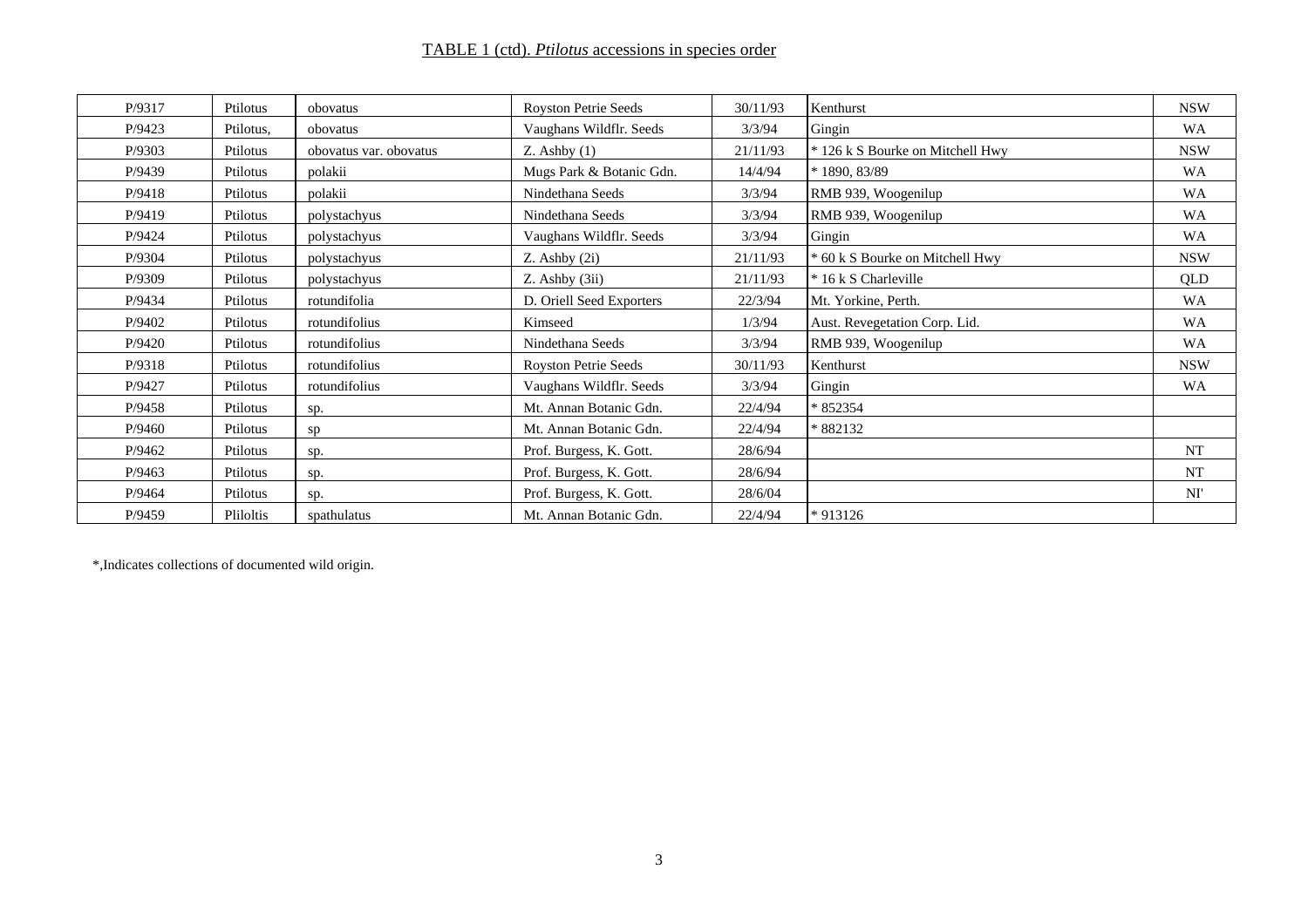TABLE 1 (ctd). *Ptilotus* accessions in species order

| | | | | | | |
|---|---|---|---|---|---|---|
| P/9317 | Ptilotus | obovatus | Royston Petrie Seeds | 30/11/93 | Kenthurst | NSW |
| P/9423 | Ptilotus, | obovatus | Vaughans Wildflr. Seeds | 3/3/94 | Gingin | WA |
| P/9303 | Ptilotus | obovatus var. obovatus | Z. Ashby (1) | 21/11/93 | * 126 k S Bourke on Mitchell Hwy | NSW |
| P/9439 | Ptilotus | polakii | Mugs Park & Botanic Gdn. | 14/4/94 | * 1890, 83/89 | WA |
| P/9418 | Ptilotus | polakii | Nindethana Seeds | 3/3/94 | RMB 939, Woogenilup | WA |
| P/9419 | Ptilotus | polystachyus | Nindethana Seeds | 3/3/94 | RMB 939, Woogenilup | WA |
| P/9424 | Ptilotus | polystachyus | Vaughans Wildflr. Seeds | 3/3/94 | Gingin | WA |
| P/9304 | Ptilotus | polystachyus | Z. Ashby (2i) | 21/11/93 | * 60 k S Bourke on Mitchell Hwy | NSW |
| P/9309 | Ptilotus | polystachyus | Z. Ashby (3ii) | 21/11/93 | * 16 k S Charleville | QLD |
| P/9434 | Ptilotus | rotundifolia | D. Oriell Seed Exporters | 22/3/94 | Mt. Yorkine, Perth. | WA |
| P/9402 | Ptilotus | rotundifolius | Kimseed | 1/3/94 | Aust. Revegetation Corp. Lid. | WA |
| P/9420 | Ptilotus | rotundifolius | Nindethana Seeds | 3/3/94 | RMB 939, Woogenilup | WA |
| P/9318 | Ptilotus | rotundifolius | Royston Petrie Seeds | 30/11/93 | Kenthurst | NSW |
| P/9427 | Ptilotus | rotundifolius | Vaughans Wildflr. Seeds | 3/3/94 | Gingin | WA |
| P/9458 | Ptilotus | sp. | Mt. Annan Botanic Gdn. | 22/4/94 | * 852354 | |
| P/9460 | Ptilotus | sp | Mt. Annan Botanic Gdn. | 22/4/94 | * 882132 | |
| P/9462 | Ptilotus | sp. | Prof. Burgess, K. Gott. | 28/6/94 | | NT |
| P/9463 | Ptilotus | sp. | Prof. Burgess, K. Gott. | 28/6/94 | | NT |
| P/9464 | Ptilotus | sp. | Prof. Burgess, K. Gott. | 28/6/04 | | NI' |
| P/9459 | Pliloltis | spathulatus | Mt. Annan Botanic Gdn. | 22/4/94 | * 913126 | |

*,Indicates collections of documented wild origin.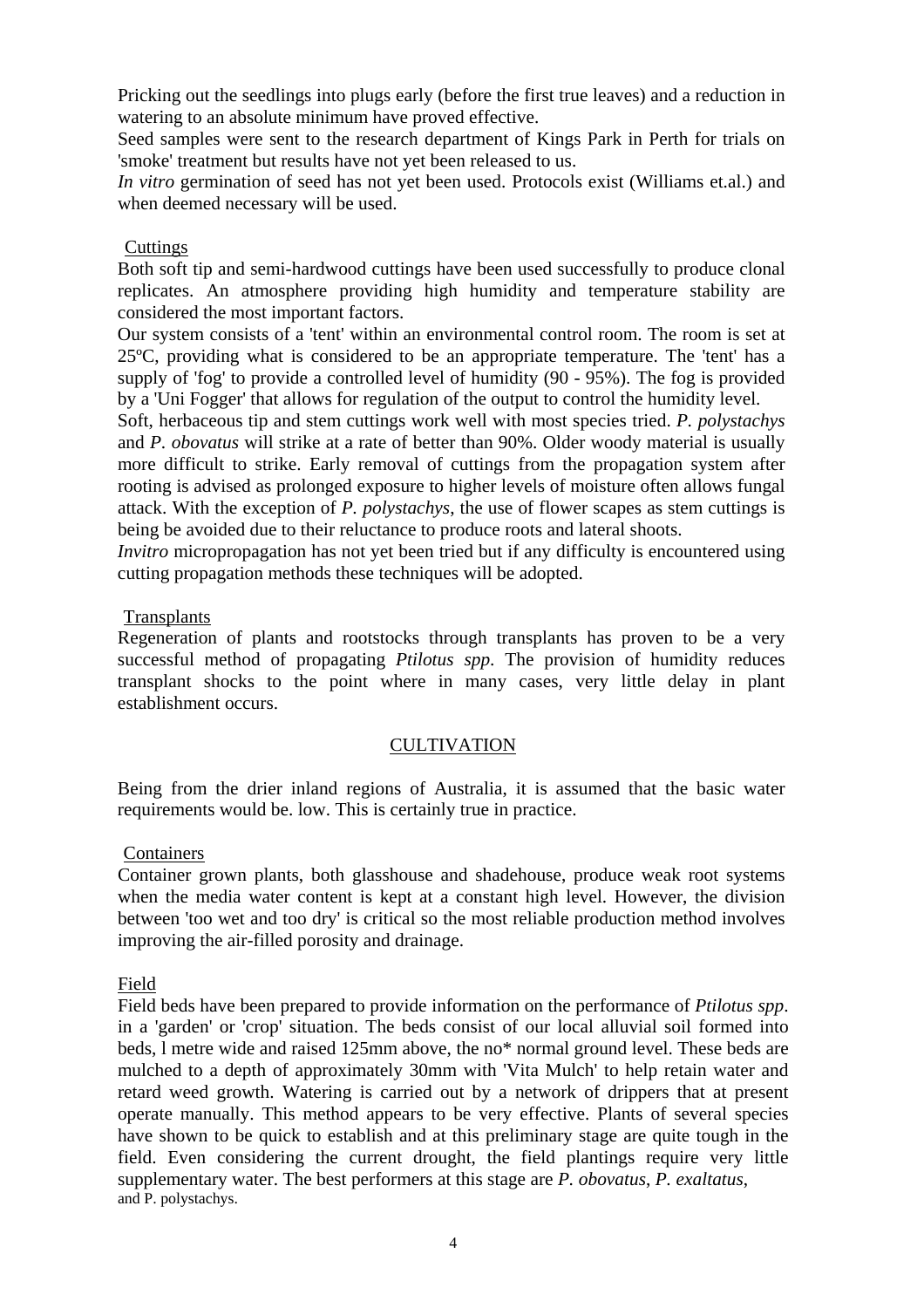Pricking out the seedlings into plugs early (before the first true leaves) and a reduction in watering to an absolute minimum have proved effective.

Seed samples were sent to the research department of Kings Park in Perth for trials on 'smoke' treatment but results have not yet been released to us.

*In vitro* germination of seed has not yet been used. Protocols exist (Williams et.al.) and when deemed necessary will be used.

Cuttings

Both soft tip and semi-hardwood cuttings have been used successfully to produce clonal replicates. An atmosphere providing high humidity and temperature stability are considered the most important factors.

Our system consists of a 'tent' within an environmental control room. The room is set at 25ºC, providing what is considered to be an appropriate temperature. The 'tent' has a supply of 'fog' to provide a controlled level of humidity (90 - 95%). The fog is provided by a 'Uni Fogger' that allows for regulation of the output to control the humidity level.

Soft, herbaceous tip and stem cuttings work well with most species tried. *P. polystachys* and *P. obovatus* will strike at a rate of better than 90%. Older woody material is usually more difficult to strike. Early removal of cuttings from the propagation system after rooting is advised as prolonged exposure to higher levels of moisture often allows fungal attack. With the exception of *P. polystachys*, the use of flower scapes as stem cuttings is being be avoided due to their reluctance to produce roots and lateral shoots.

*Invitro* micropropagation has not yet been tried but if any difficulty is encountered using cutting propagation methods these techniques will be adopted.

Transplants

Regeneration of plants and rootstocks through transplants has proven to be a very successful method of propagating *Ptilotus spp*. The provision of humidity reduces transplant shocks to the point where in many cases, very little delay in plant establishment occurs.

## CULTIVATION

Being from the drier inland regions of Australia, it is assumed that the basic water requirements would be. low. This is certainly true in practice.

Containers

Container grown plants, both glasshouse and shadehouse, produce weak root systems when the media water content is kept at a constant high level. However, the division between 'too wet and too dry' is critical so the most reliable production method involves improving the air-filled porosity and drainage.

Field

Field beds have been prepared to provide information on the performance of *Ptilotus spp*. in a 'garden' or 'crop' situation. The beds consist of our local alluvial soil formed into beds, l metre wide and raised 125mm above, the no* normal ground level. These beds are mulched to a depth of approximately 30mm with 'Vita Mulch' to help retain water and retard weed growth. Watering is carried out by a network of drippers that at present operate manually. This method appears to be very effective. Plants of several species have shown to be quick to establish and at this preliminary stage are quite tough in the field. Even considering the current drought, the field plantings require very little supplementary water. The best performers at this stage are *P. obovatus*, *P. exaltatus*, and P. polystachys.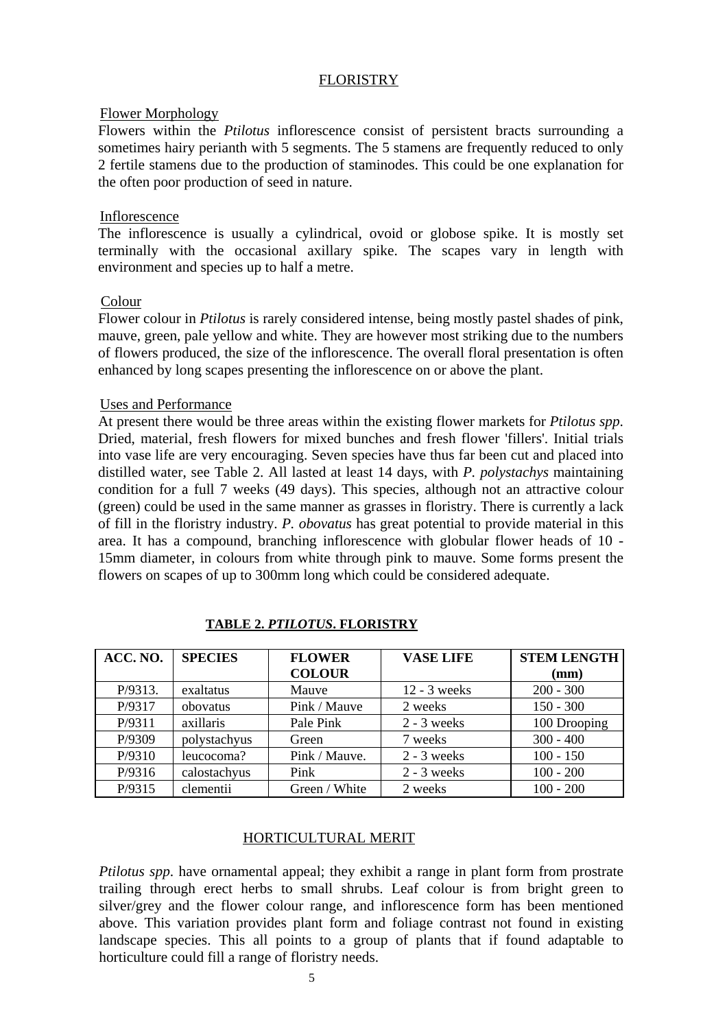## FLORISTRY

### Flower Morphology

Flowers within the *Ptilotus* inflorescence consist of persistent bracts surrounding a sometimes hairy perianth with 5 segments. The 5 stamens are frequently reduced to only 2 fertile stamens due to the production of staminodes. This could be one explanation for the often poor production of seed in nature.

### Inflorescence

The inflorescence is usually a cylindrical, ovoid or globose spike. It is mostly set terminally with the occasional axillary spike. The scapes vary in length with environment and species up to half a metre.

### Colour

Flower colour in *Ptilotus* is rarely considered intense, being mostly pastel shades of pink, mauve, green, pale yellow and white. They are however most striking due to the numbers of flowers produced, the size of the inflorescence. The overall floral presentation is often enhanced by long scapes presenting the inflorescence on or above the plant.

### Uses and Performance

At present there would be three areas within the existing flower markets for *Ptilotus spp*. Dried, material, fresh flowers for mixed bunches and fresh flower 'fillers'. Initial trials into vase life are very encouraging. Seven species have thus far been cut and placed into distilled water, see Table 2. All lasted at least 14 days, with *P. polystachys* maintaining condition for a full 7 weeks (49 days). This species, although not an attractive colour (green) could be used in the same manner as grasses in floristry. There is currently a lack of fill in the floristry industry. *P. obovatus* has great potential to provide material in this area. It has a compound, branching inflorescence with globular flower heads of 10 - 15mm diameter, in colours from white through pink to mauve. Some forms present the flowers on scapes of up to 300mm long which could be considered adequate.

**TABLE 2. *PTILOTUS*. FLORISTRY**

| ACC. NO. | SPECIES | FLOWER COLOUR | VASE LIFE | STEM LENGTH (mm) |
|---|---|---|---|---|
| P/9313. | exaltatus | Mauve | 12 - 3 weeks | 200 - 300 |
| P/9317 | obovatus | Pink / Mauve | 2 weeks | 150 - 300 |
| P/9311 | axillaris | Pale Pink | 2 - 3 weeks | 100 Drooping |
| P/9309 | polystachyus | Green | 7 weeks | 300 - 400 |
| P/9310 | leucocoma? | Pink / Mauve. | 2 - 3 weeks | 100 - 150 |
| P/9316 | calostachyus | Pink | 2 - 3 weeks | 100 - 200 |
| P/9315 | clementii | Green / White | 2 weeks | 100 - 200 |

## HORTICULTURAL MERIT

*Ptilotus spp*. have ornamental appeal; they exhibit a range in plant form from prostrate trailing through erect herbs to small shrubs. Leaf colour is from bright green to silver/grey and the flower colour range, and inflorescence form has been mentioned above. This variation provides plant form and foliage contrast not found in existing landscape species. This all points to a group of plants that if found adaptable to horticulture could fill a range of floristry needs.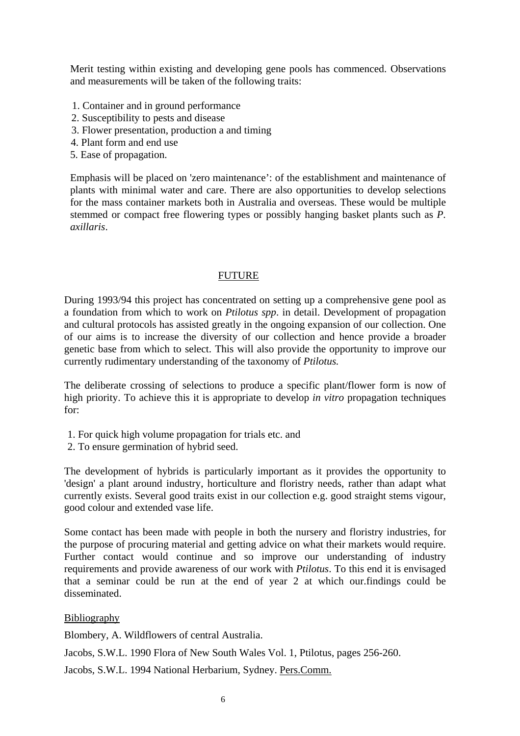Merit testing within existing and developing gene pools has commenced. Observations and measurements will be taken of the following traits:

1. Container and in ground performance
2. Susceptibility to pests and disease
3. Flower presentation, production a and timing
4. Plant form and end use
5. Ease of propagation.

Emphasis will be placed on 'zero maintenance': of the establishment and maintenance of plants with minimal water and care. There are also opportunities to develop selections for the mass container markets both in Australia and overseas. These would be multiple stemmed or compact free flowering types or possibly hanging basket plants such as *P. axillaris*.

## FUTURE

During 1993/94 this project has concentrated on setting up a comprehensive gene pool as a foundation from which to work on *Ptilotus spp*. in detail. Development of propagation and cultural protocols has assisted greatly in the ongoing expansion of our collection. One of our aims is to increase the diversity of our collection and hence provide a broader genetic base from which to select. This will also provide the opportunity to improve our currently rudimentary understanding of the taxonomy of *Ptilotus.*

The deliberate crossing of selections to produce a specific plant/flower form is now of high priority. To achieve this it is appropriate to develop *in vitro* propagation techniques for:

1. For quick high volume propagation for trials etc. and
2. To ensure germination of hybrid seed.

The development of hybrids is particularly important as it provides the opportunity to 'design' a plant around industry, horticulture and floristry needs, rather than adapt what currently exists. Several good traits exist in our collection e.g. good straight stems vigour, good colour and extended vase life.

Some contact has been made with people in both the nursery and floristry industries, for the purpose of procuring material and getting advice on what their markets would require. Further contact would continue and so improve our understanding of industry requirements and provide awareness of our work with *Ptilotus*. To this end it is envisaged that a seminar could be run at the end of year 2 at which our.findings could be disseminated.

### Bibliography

Blombery, A. Wildflowers of central Australia.

Jacobs, S.W.L. 1990 Flora of New South Wales Vol. 1, Ptilotus, pages 256-260.

Jacobs, S.W.L. 1994 National Herbarium, Sydney. Pers.Comm.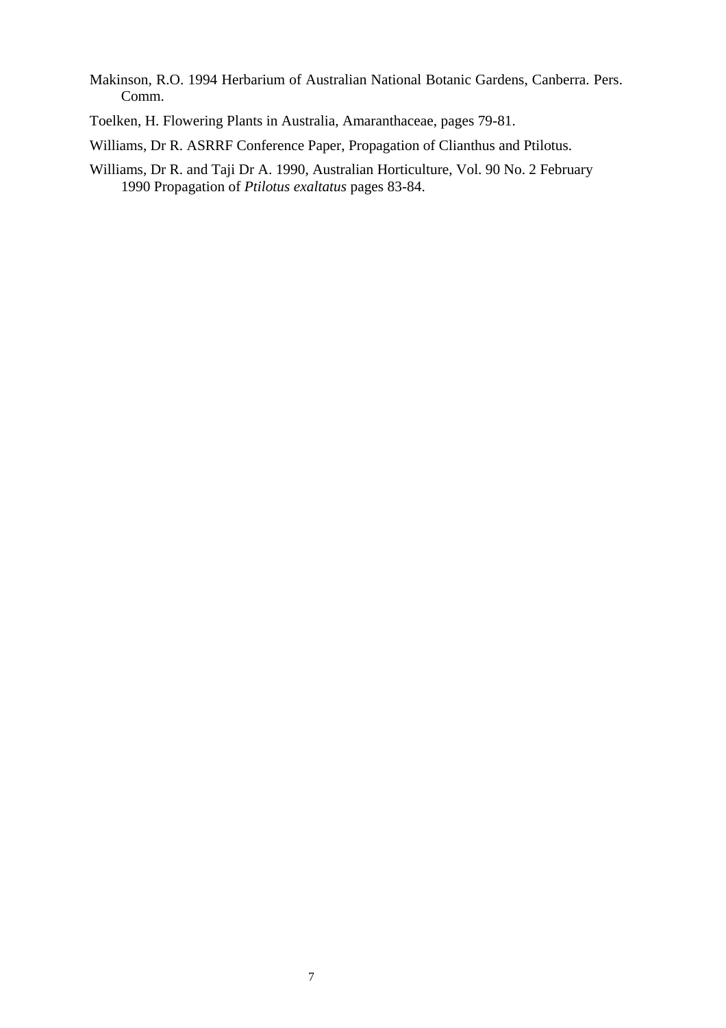Makinson, R.O. 1994 Herbarium of Australian National Botanic Gardens, Canberra. Pers. Comm.

Toelken, H. Flowering Plants in Australia, Amaranthaceae, pages 79-81.

Williams, Dr R. ASRRF Conference Paper, Propagation of Clianthus and Ptilotus.

Williams, Dr R. and Taji Dr A. 1990, Australian Horticulture, Vol. 90 No. 2 February 1990 Propagation of *Ptilotus exaltatus* pages 83-84.